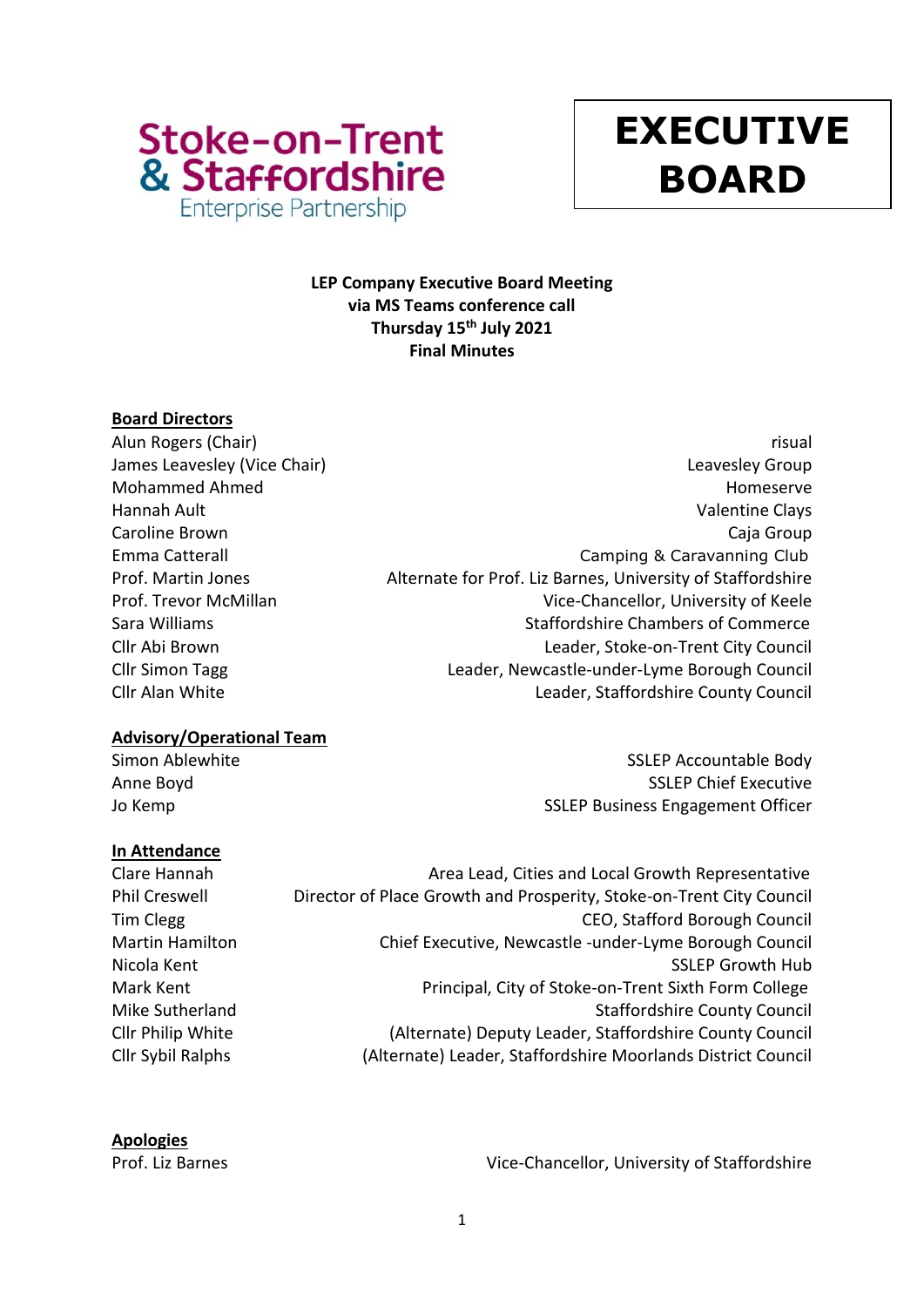Stoke-on-Trent & Staffordshire Enterprise Partnership

# EXECUTIVE BOARD

**LEP Company Executive Board Meeting**
**via MS Teams conference call**
**Thursday 15th July 2021**
**Final Minutes**

**Board Directors**

| | |
|---|---|
| Alun Rogers (Chair) | risual |
| James Leavesley (Vice Chair) | Leavesley Group |
| Mohammed Ahmed | Homeserve |
| Hannah Ault | Valentine Clays |
| Caroline Brown | Caja Group |
| Emma Catterall | Camping & Caravanning Club |
| Prof. Martin Jones | Alternate for Prof. Liz Barnes, University of Staffordshire |
| Prof. Trevor McMillan | Vice-Chancellor, University of Keele |
| Sara Williams | Staffordshire Chambers of Commerce |
| Cllr Abi Brown | Leader, Stoke-on-Trent City Council |
| Cllr Simon Tagg | Leader, Newcastle-under-Lyme Borough Council |
| Cllr Alan White | Leader, Staffordshire County Council |

**Advisory/Operational Team**

| | |
|---|---|
| Simon Ablewhite | SSLEP Accountable Body |
| Anne Boyd | SSLEP Chief Executive |
| Jo Kemp | SSLEP Business Engagement Officer |

**In Attendance**

| | |
|---|---|
| Clare Hannah | Area Lead, Cities and Local Growth Representative |
| Phil Creswell | Director of Place Growth and Prosperity, Stoke-on-Trent City Council |
| Tim Clegg | CEO, Stafford Borough Council |
| Martin Hamilton | Chief Executive, Newcastle -under-Lyme Borough Council |
| Nicola Kent | SSLEP Growth Hub |
| Mark Kent | Principal, City of Stoke-on-Trent Sixth Form College |
| Mike Sutherland | Staffordshire County Council |
| Cllr Philip White | (Alternate) Deputy Leader, Staffordshire County Council |
| Cllr Sybil Ralphs | (Alternate) Leader, Staffordshire Moorlands District Council |

**Apologies**

| | |
|---|---|
| Prof. Liz Barnes | Vice-Chancellor, University of Staffordshire |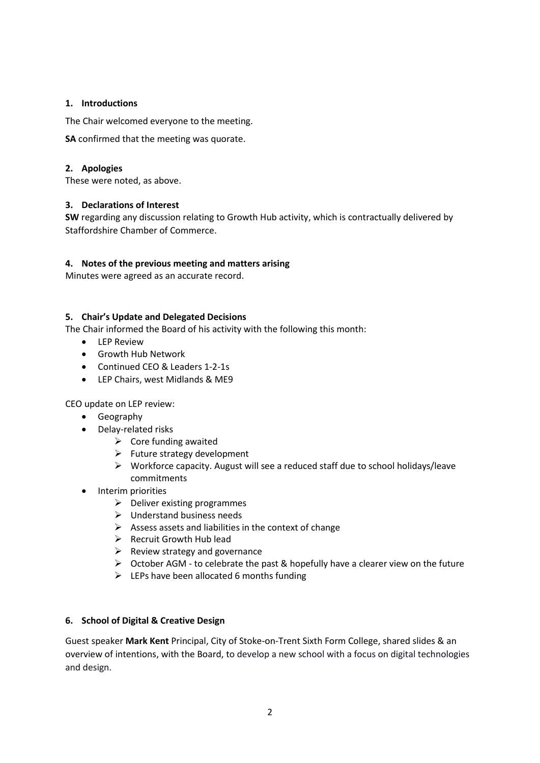**1. Introductions**

The Chair welcomed everyone to the meeting.

**SA** confirmed that the meeting was quorate.

**2. Apologies**

These were noted, as above.

**3. Declarations of Interest**

**SW** regarding any discussion relating to Growth Hub activity, which is contractually delivered by Staffordshire Chamber of Commerce.

**4. Notes of the previous meeting and matters arising**

Minutes were agreed as an accurate record.

**5. Chair's Update and Delegated Decisions**

The Chair informed the Board of his activity with the following this month:

- LEP Review
- Growth Hub Network
- Continued CEO & Leaders 1-2-1s
- LEP Chairs, west Midlands & ME9

CEO update on LEP review:

- Geography
- Delay-related risks
  - Core funding awaited
  - Future strategy development
  - Workforce capacity. August will see a reduced staff due to school holidays/leave commitments
- Interim priorities
  - Deliver existing programmes
  - Understand business needs
  - Assess assets and liabilities in the context of change
  - Recruit Growth Hub lead
  - Review strategy and governance
  - October AGM - to celebrate the past & hopefully have a clearer view on the future
  - LEPs have been allocated 6 months funding

**6. School of Digital & Creative Design**

Guest speaker **Mark Kent** Principal, City of Stoke-on-Trent Sixth Form College, shared slides & an overview of intentions, with the Board, to develop a new school with a focus on digital technologies and design.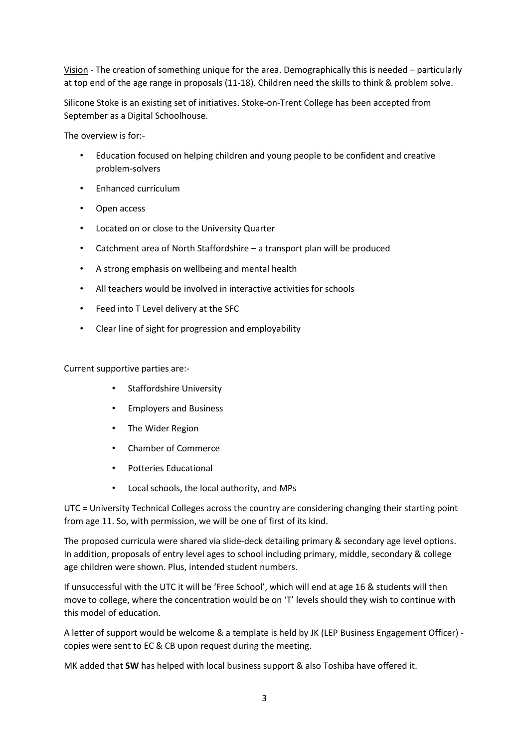<u>Vision</u> - The creation of something unique for the area. Demographically this is needed – particularly at top end of the age range in proposals (11-18). Children need the skills to think & problem solve.

Silicone Stoke is an existing set of initiatives. Stoke-on-Trent College has been accepted from September as a Digital Schoolhouse.

The overview is for:-

- Education focused on helping children and young people to be confident and creative problem-solvers
- Enhanced curriculum
- Open access
- Located on or close to the University Quarter
- Catchment area of North Staffordshire – a transport plan will be produced
- A strong emphasis on wellbeing and mental health
- All teachers would be involved in interactive activities for schools
- Feed into T Level delivery at the SFC
- Clear line of sight for progression and employability

Current supportive parties are:-

- Staffordshire University
- Employers and Business
- The Wider Region
- Chamber of Commerce
- Potteries Educational
- Local schools, the local authority, and MPs

UTC = University Technical Colleges across the country are considering changing their starting point from age 11. So, with permission, we will be one of first of its kind.

The proposed curricula were shared via slide-deck detailing primary & secondary age level options. In addition, proposals of entry level ages to school including primary, middle, secondary & college age children were shown. Plus, intended student numbers.

If unsuccessful with the UTC it will be 'Free School', which will end at age 16 & students will then move to college, where the concentration would be on 'T' levels should they wish to continue with this model of education.

A letter of support would be welcome & a template is held by JK (LEP Business Engagement Officer) - copies were sent to EC & CB upon request during the meeting.

MK added that **SW** has helped with local business support & also Toshiba have offered it.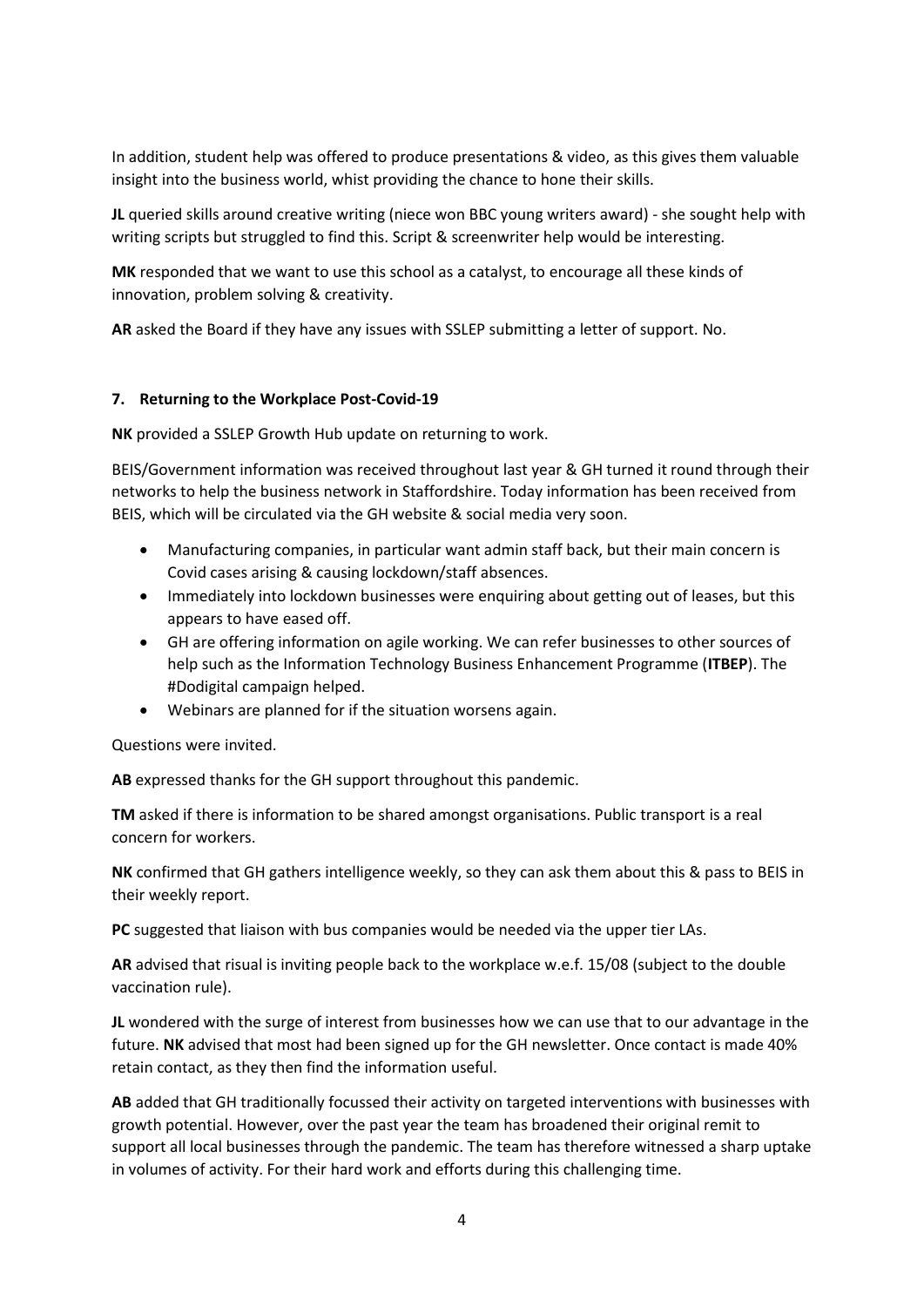In addition, student help was offered to produce presentations & video, as this gives them valuable insight into the business world, whist providing the chance to hone their skills.

**JL** queried skills around creative writing (niece won BBC young writers award) - she sought help with writing scripts but struggled to find this. Script & screenwriter help would be interesting.

**MK** responded that we want to use this school as a catalyst, to encourage all these kinds of innovation, problem solving & creativity.

**AR** asked the Board if they have any issues with SSLEP submitting a letter of support. No.

**7. Returning to the Workplace Post-Covid-19**

**NK** provided a SSLEP Growth Hub update on returning to work.

BEIS/Government information was received throughout last year & GH turned it round through their networks to help the business network in Staffordshire. Today information has been received from BEIS, which will be circulated via the GH website & social media very soon.

- Manufacturing companies, in particular want admin staff back, but their main concern is Covid cases arising & causing lockdown/staff absences.
- Immediately into lockdown businesses were enquiring about getting out of leases, but this appears to have eased off.
- GH are offering information on agile working. We can refer businesses to other sources of help such as the Information Technology Business Enhancement Programme (**ITBEP**). The #Dodigital campaign helped.
- Webinars are planned for if the situation worsens again.

Questions were invited.

**AB** expressed thanks for the GH support throughout this pandemic.

**TM** asked if there is information to be shared amongst organisations. Public transport is a real concern for workers.

**NK** confirmed that GH gathers intelligence weekly, so they can ask them about this & pass to BEIS in their weekly report.

**PC** suggested that liaison with bus companies would be needed via the upper tier LAs.

**AR** advised that risual is inviting people back to the workplace w.e.f. 15/08 (subject to the double vaccination rule).

**JL** wondered with the surge of interest from businesses how we can use that to our advantage in the future. **NK** advised that most had been signed up for the GH newsletter. Once contact is made 40% retain contact, as they then find the information useful.

**AB** added that GH traditionally focussed their activity on targeted interventions with businesses with growth potential. However, over the past year the team has broadened their original remit to support all local businesses through the pandemic. The team has therefore witnessed a sharp uptake in volumes of activity. For their hard work and efforts during this challenging time.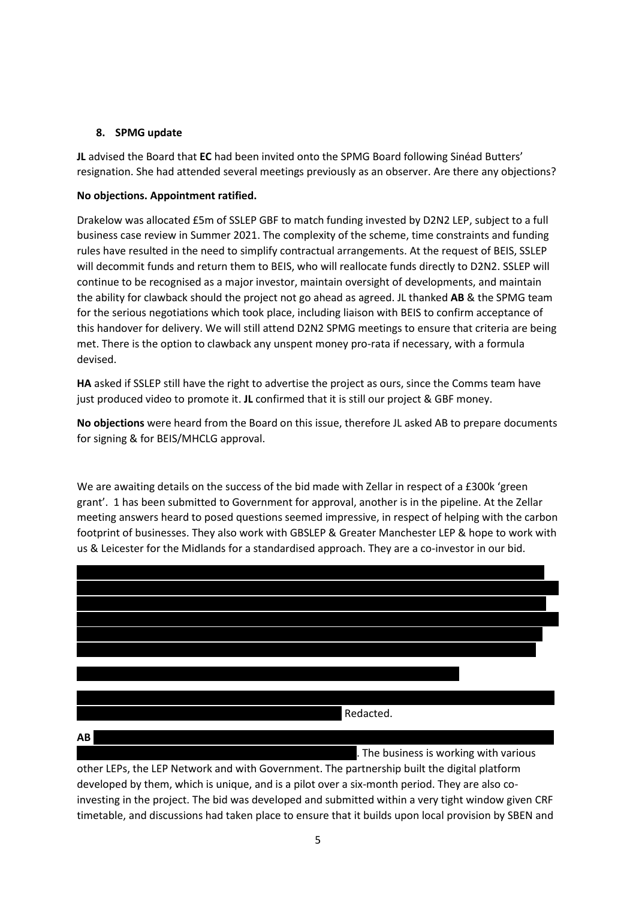## 8. SPMG update

**JL** advised the Board that **EC** had been invited onto the SPMG Board following Sinéad Butters' resignation. She had attended several meetings previously as an observer. Are there any objections?

**No objections. Appointment ratified.**

Drakelow was allocated £5m of SSLEP GBF to match funding invested by D2N2 LEP, subject to a full business case review in Summer 2021. The complexity of the scheme, time constraints and funding rules have resulted in the need to simplify contractual arrangements. At the request of BEIS, SSLEP will decommit funds and return them to BEIS, who will reallocate funds directly to D2N2. SSLEP will continue to be recognised as a major investor, maintain oversight of developments, and maintain the ability for clawback should the project not go ahead as agreed. JL thanked **AB** & the SPMG team for the serious negotiations which took place, including liaison with BEIS to confirm acceptance of this handover for delivery. We will still attend D2N2 SPMG meetings to ensure that criteria are being met. There is the option to clawback any unspent money pro-rata if necessary, with a formula devised.

**HA** asked if SSLEP still have the right to advertise the project as ours, since the Comms team have just produced video to promote it. **JL** confirmed that it is still our project & GBF money.

**No objections** were heard from the Board on this issue, therefore JL asked AB to prepare documents for signing & for BEIS/MHCLG approval.

We are awaiting details on the success of the bid made with Zellar in respect of a £300k 'green grant'. 1 has been submitted to Government for approval, another is in the pipeline. At the Zellar meeting answers heard to posed questions seemed impressive, in respect of helping with the carbon footprint of businesses. They also work with GBSLEP & Greater Manchester LEP & hope to work with us & Leicester for the Midlands for a standardised approach. They are a co-investor in our bid.

Redacted.

**AB** . The business is working with various other LEPs, the LEP Network and with Government. The partnership built the digital platform developed by them, which is unique, and is a pilot over a six-month period. They are also co-investing in the project. The bid was developed and submitted within a very tight window given CRF timetable, and discussions had taken place to ensure that it builds upon local provision by SBEN and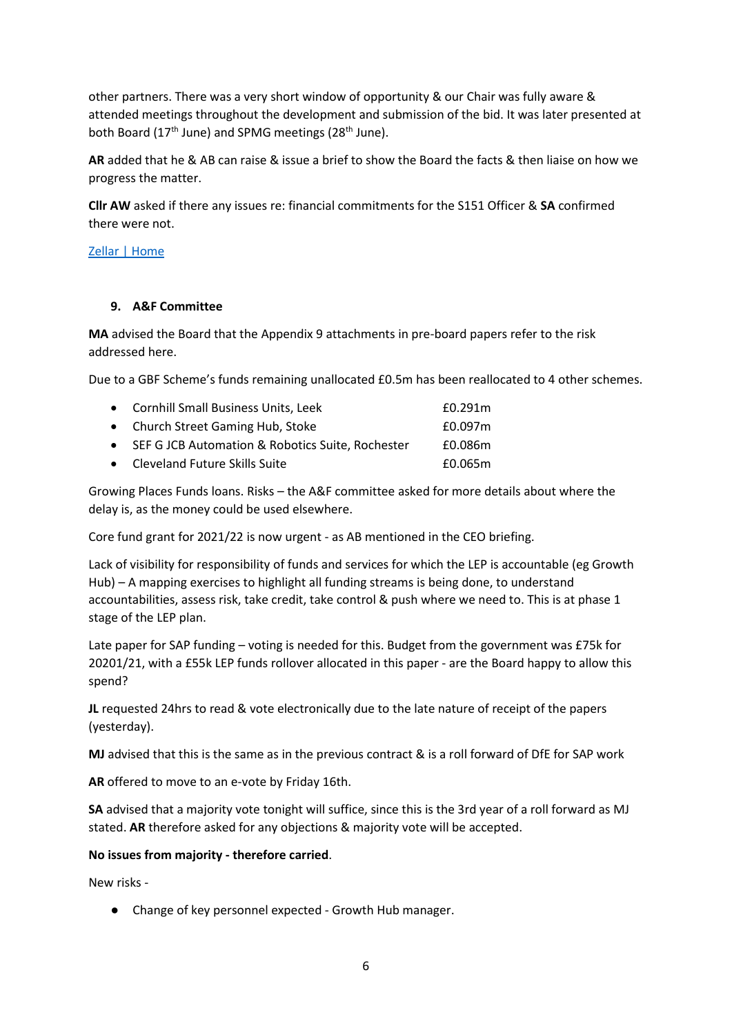other partners. There was a very short window of opportunity & our Chair was fully aware & attended meetings throughout the development and submission of the bid. It was later presented at both Board (17th June) and SPMG meetings (28th June).

**AR** added that he & AB can raise & issue a brief to show the Board the facts & then liaise on how we progress the matter.

**Cllr AW** asked if there any issues re: financial commitments for the S151 Officer & **SA** confirmed there were not.

[Zellar | Home]

**9. A&F Committee**

**MA** advised the Board that the Appendix 9 attachments in pre-board papers refer to the risk addressed here.

Due to a GBF Scheme's funds remaining unallocated £0.5m has been reallocated to 4 other schemes.

- Cornhill Small Business Units, Leek £0.291m
- Church Street Gaming Hub, Stoke £0.097m
- SEF G JCB Automation & Robotics Suite, Rochester £0.086m
- Cleveland Future Skills Suite £0.065m

Growing Places Funds loans. Risks – the A&F committee asked for more details about where the delay is, as the money could be used elsewhere.

Core fund grant for 2021/22 is now urgent - as AB mentioned in the CEO briefing.

Lack of visibility for responsibility of funds and services for which the LEP is accountable (eg Growth Hub) – A mapping exercises to highlight all funding streams is being done, to understand accountabilities, assess risk, take credit, take control & push where we need to. This is at phase 1 stage of the LEP plan.

Late paper for SAP funding – voting is needed for this. Budget from the government was £75k for 20201/21, with a £55k LEP funds rollover allocated in this paper - are the Board happy to allow this spend?

**JL** requested 24hrs to read & vote electronically due to the late nature of receipt of the papers (yesterday).

**MJ** advised that this is the same as in the previous contract & is a roll forward of DfE for SAP work

**AR** offered to move to an e-vote by Friday 16th.

**SA** advised that a majority vote tonight will suffice, since this is the 3rd year of a roll forward as MJ stated. **AR** therefore asked for any objections & majority vote will be accepted.

**No issues from majority - therefore carried**.

New risks -

- Change of key personnel expected - Growth Hub manager.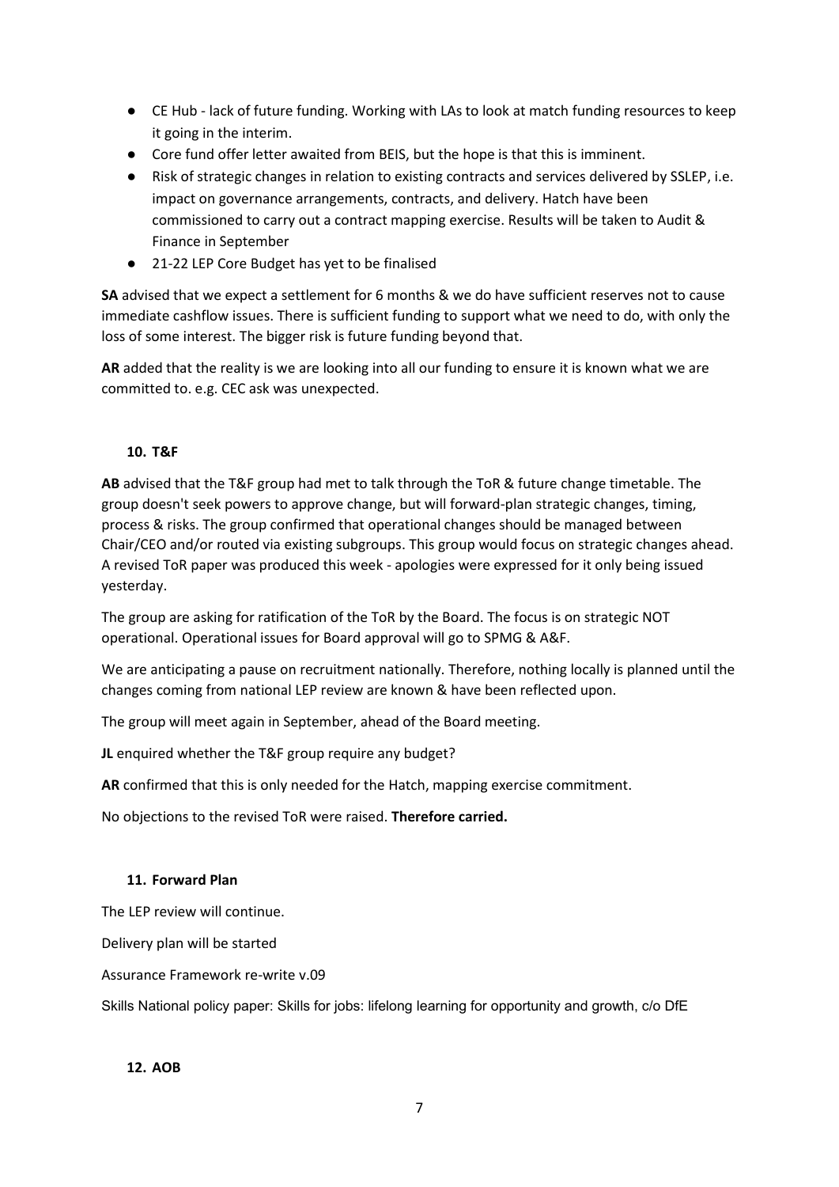- CE Hub - lack of future funding. Working with LAs to look at match funding resources to keep it going in the interim.
- Core fund offer letter awaited from BEIS, but the hope is that this is imminent.
- Risk of strategic changes in relation to existing contracts and services delivered by SSLEP, i.e. impact on governance arrangements, contracts, and delivery. Hatch have been commissioned to carry out a contract mapping exercise. Results will be taken to Audit & Finance in September
- 21-22 LEP Core Budget has yet to be finalised

**SA** advised that we expect a settlement for 6 months & we do have sufficient reserves not to cause immediate cashflow issues. There is sufficient funding to support what we need to do, with only the loss of some interest. The bigger risk is future funding beyond that.

**AR** added that the reality is we are looking into all our funding to ensure it is known what we are committed to. e.g. CEC ask was unexpected.

#### 10. T&F

**AB** advised that the T&F group had met to talk through the ToR & future change timetable. The group doesn't seek powers to approve change, but will forward-plan strategic changes, timing, process & risks. The group confirmed that operational changes should be managed between Chair/CEO and/or routed via existing subgroups. This group would focus on strategic changes ahead. A revised ToR paper was produced this week - apologies were expressed for it only being issued yesterday.

The group are asking for ratification of the ToR by the Board. The focus is on strategic NOT operational. Operational issues for Board approval will go to SPMG & A&F.

We are anticipating a pause on recruitment nationally. Therefore, nothing locally is planned until the changes coming from national LEP review are known & have been reflected upon.

The group will meet again in September, ahead of the Board meeting.

**JL** enquired whether the T&F group require any budget?

**AR** confirmed that this is only needed for the Hatch, mapping exercise commitment.

No objections to the revised ToR were raised. **Therefore carried.**

#### 11. Forward Plan

The LEP review will continue.

Delivery plan will be started

Assurance Framework re-write v.09

Skills National policy paper: Skills for jobs: lifelong learning for opportunity and growth, c/o DfE

#### 12. AOB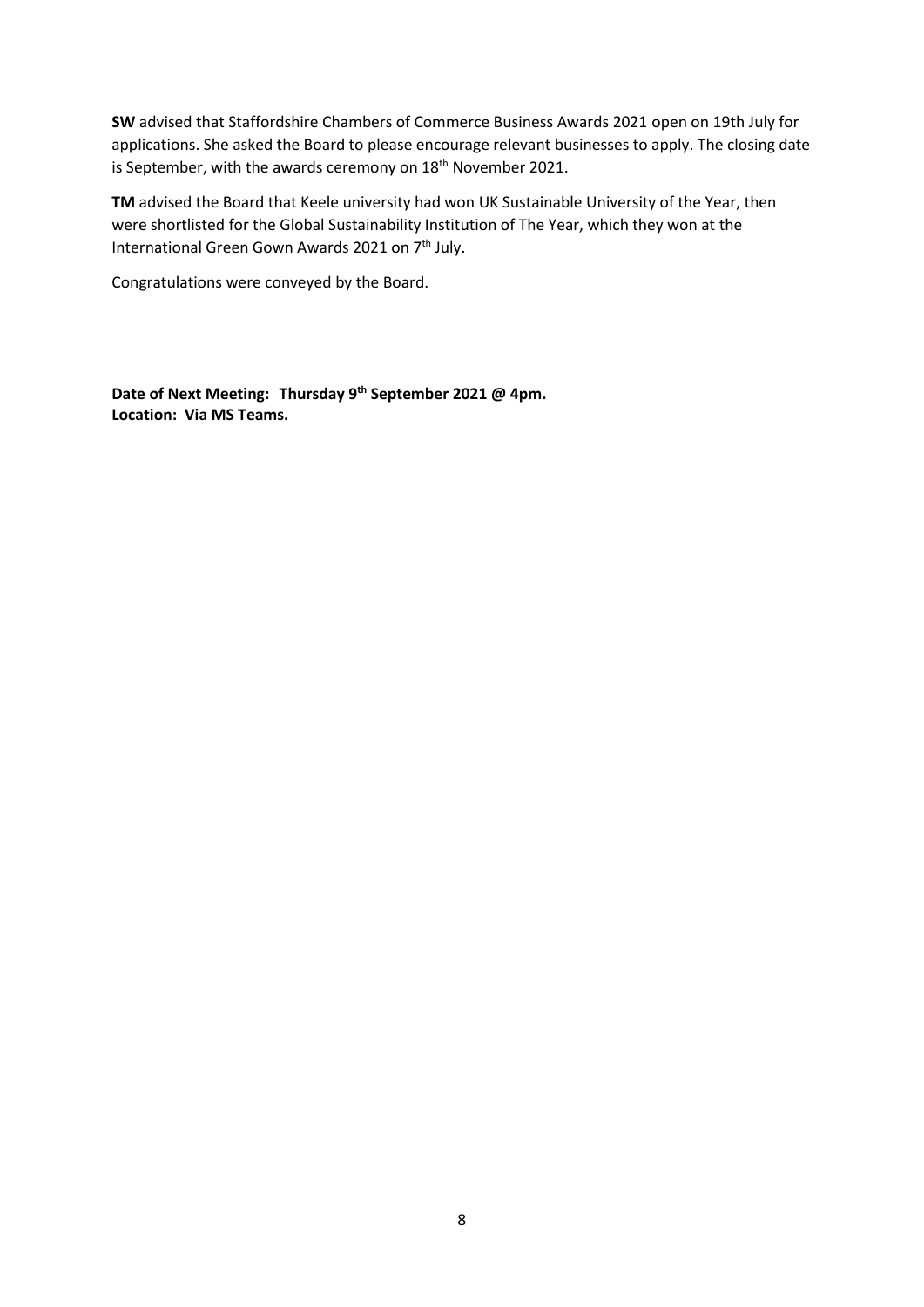**SW** advised that Staffordshire Chambers of Commerce Business Awards 2021 open on 19th July for applications. She asked the Board to please encourage relevant businesses to apply. The closing date is September, with the awards ceremony on 18th November 2021.

**TM** advised the Board that Keele university had won UK Sustainable University of the Year, then were shortlisted for the Global Sustainability Institution of The Year, which they won at the International Green Gown Awards 2021 on 7th July.

Congratulations were conveyed by the Board.

**Date of Next Meeting: Thursday 9th September 2021 @ 4pm.**
**Location: Via MS Teams.**